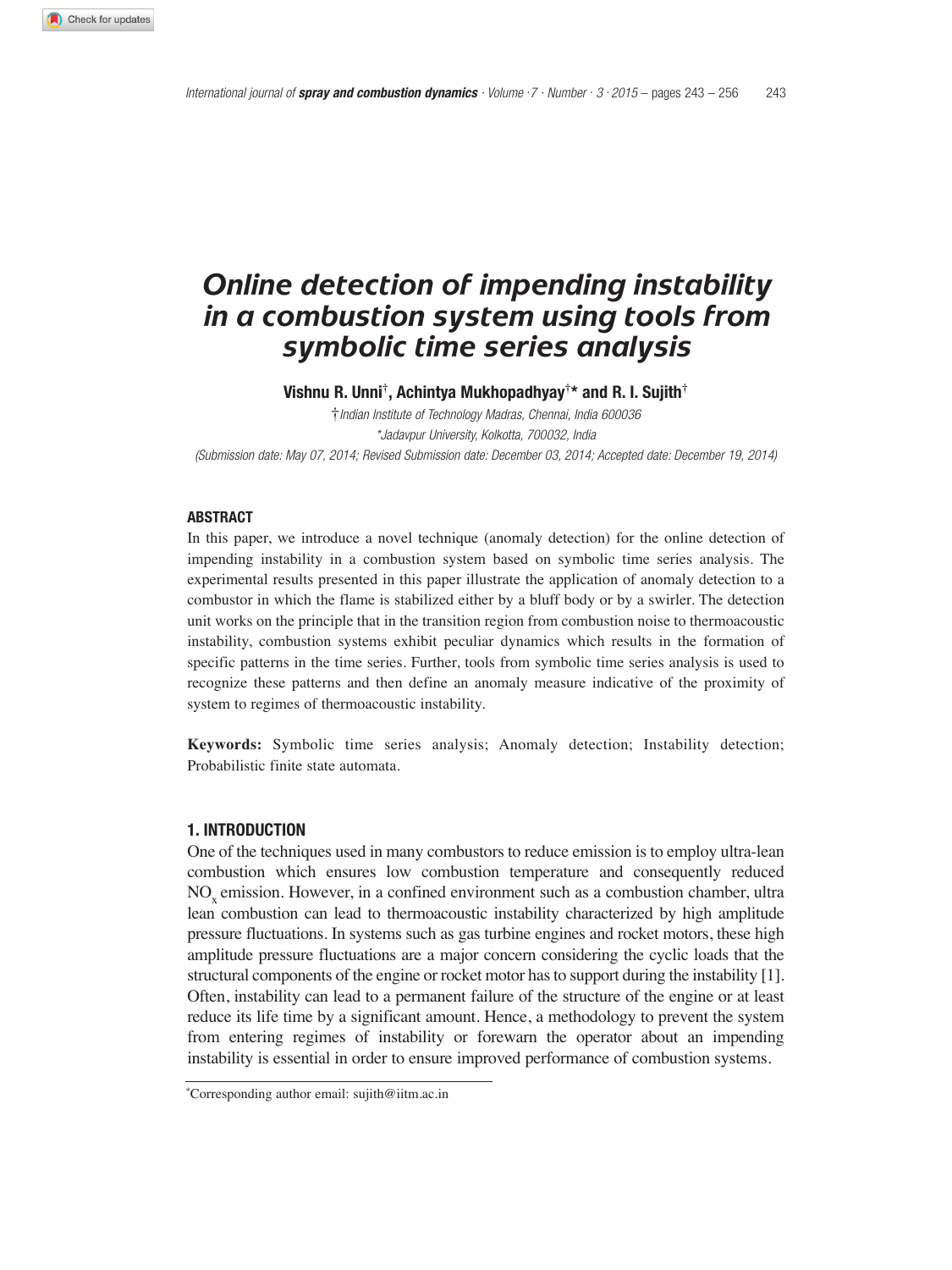# Online detection of impending instability in a combustion system using tools from symbolic time series analysis

**Vishnu R. Unni[†], Achintya Mukhopadhyay[†]* and R. I. Sujith[†]**

[†] *Indian Institute of Technology Madras, Chennai, India 600036*

*\*Jadavpur University, Kolkotta, 700032, India*

*(Submission date: May 07, 2014; Revised Submission date: December 03, 2014; Accepted date: December 19, 2014)*

## ABSTRACT

In this paper, we introduce a novel technique (anomaly detection) for the online detection of impending instability in a combustion system based on symbolic time series analysis. The experimental results presented in this paper illustrate the application of anomaly detection to a combustor in which the flame is stabilized either by a bluff body or by a swirler. The detection unit works on the principle that in the transition region from combustion noise to thermoacoustic instability, combustion systems exhibit peculiar dynamics which results in the formation of specific patterns in the time series. Further, tools from symbolic time series analysis is used to recognize these patterns and then define an anomaly measure indicative of the proximity of system to regimes of thermoacoustic instability.

**Keywords:** Symbolic time series analysis; Anomaly detection; Instability detection; Probabilistic finite state automata.

## 1. INTRODUCTION

One of the techniques used in many combustors to reduce emission is to employ ultra-lean combustion which ensures low combustion temperature and consequently reduced $NO_x$ emission. However, in a confined environment such as a combustion chamber, ultra lean combustion can lead to thermoacoustic instability characterized by high amplitude pressure fluctuations. In systems such as gas turbine engines and rocket motors, these high amplitude pressure fluctuations are a major concern considering the cyclic loads that the structural components of the engine or rocket motor has to support during the instability [1]. Often, instability can lead to a permanent failure of the structure of the engine or at least reduce its life time by a significant amount. Hence, a methodology to prevent the system from entering regimes of instability or forewarn the operator about an impending instability is essential in order to ensure improved performance of combustion systems.

*Corresponding author email: sujith@iitm.ac.in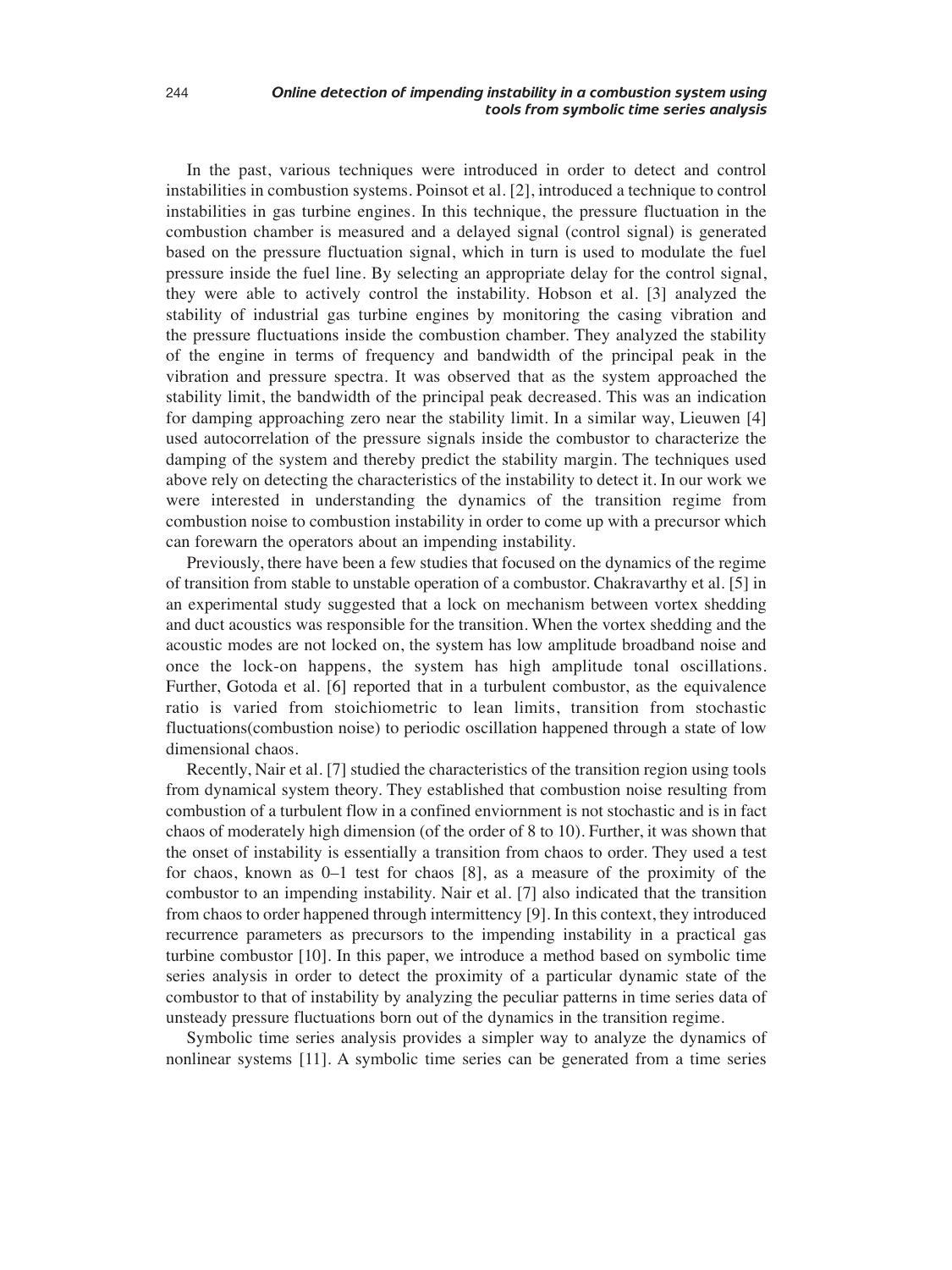In the past, various techniques were introduced in order to detect and control instabilities in combustion systems. Poinsot et al. [2], introduced a technique to control instabilities in gas turbine engines. In this technique, the pressure fluctuation in the combustion chamber is measured and a delayed signal (control signal) is generated based on the pressure fluctuation signal, which in turn is used to modulate the fuel pressure inside the fuel line. By selecting an appropriate delay for the control signal, they were able to actively control the instability. Hobson et al. [3] analyzed the stability of industrial gas turbine engines by monitoring the casing vibration and the pressure fluctuations inside the combustion chamber. They analyzed the stability of the engine in terms of frequency and bandwidth of the principal peak in the vibration and pressure spectra. It was observed that as the system approached the stability limit, the bandwidth of the principal peak decreased. This was an indication for damping approaching zero near the stability limit. In a similar way, Lieuwen [4] used autocorrelation of the pressure signals inside the combustor to characterize the damping of the system and thereby predict the stability margin. The techniques used above rely on detecting the characteristics of the instability to detect it. In our work we were interested in understanding the dynamics of the transition regime from combustion noise to combustion instability in order to come up with a precursor which can forewarn the operators about an impending instability.

Previously, there have been a few studies that focused on the dynamics of the regime of transition from stable to unstable operation of a combustor. Chakravarthy et al. [5] in an experimental study suggested that a lock on mechanism between vortex shedding and duct acoustics was responsible for the transition. When the vortex shedding and the acoustic modes are not locked on, the system has low amplitude broadband noise and once the lock-on happens, the system has high amplitude tonal oscillations. Further, Gotoda et al. [6] reported that in a turbulent combustor, as the equivalence ratio is varied from stoichiometric to lean limits, transition from stochastic fluctuations(combustion noise) to periodic oscillation happened through a state of low dimensional chaos.

Recently, Nair et al. [7] studied the characteristics of the transition region using tools from dynamical system theory. They established that combustion noise resulting from combustion of a turbulent flow in a confined enviornment is not stochastic and is in fact chaos of moderately high dimension (of the order of 8 to 10). Further, it was shown that the onset of instability is essentially a transition from chaos to order. They used a test for chaos, known as 0–1 test for chaos [8], as a measure of the proximity of the combustor to an impending instability. Nair et al. [7] also indicated that the transition from chaos to order happened through intermittency [9]. In this context, they introduced recurrence parameters as precursors to the impending instability in a practical gas turbine combustor [10]. In this paper, we introduce a method based on symbolic time series analysis in order to detect the proximity of a particular dynamic state of the combustor to that of instability by analyzing the peculiar patterns in time series data of unsteady pressure fluctuations born out of the dynamics in the transition regime.

Symbolic time series analysis provides a simpler way to analyze the dynamics of nonlinear systems [11]. A symbolic time series can be generated from a time series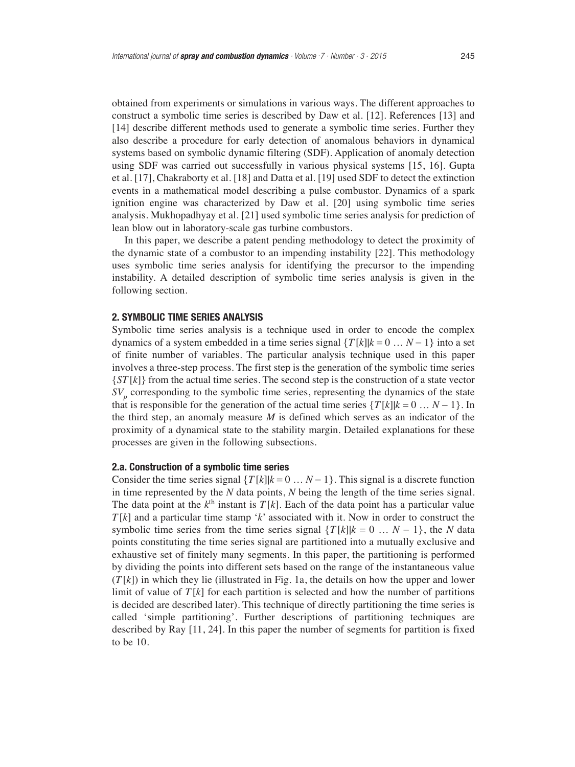obtained from experiments or simulations in various ways. The different approaches to construct a symbolic time series is described by Daw et al. [12]. References [13] and [14] describe different methods used to generate a symbolic time series. Further they also describe a procedure for early detection of anomalous behaviors in dynamical systems based on symbolic dynamic filtering (SDF). Application of anomaly detection using SDF was carried out successfully in various physical systems [15, 16]. Gupta et al. [17], Chakraborty et al. [18] and Datta et al. [19] used SDF to detect the extinction events in a mathematical model describing a pulse combustor. Dynamics of a spark ignition engine was characterized by Daw et al. [20] using symbolic time series analysis. Mukhopadhyay et al. [21] used symbolic time series analysis for prediction of lean blow out in laboratory-scale gas turbine combustors.

In this paper, we describe a patent pending methodology to detect the proximity of the dynamic state of a combustor to an impending instability [22]. This methodology uses symbolic time series analysis for identifying the precursor to the impending instability. A detailed description of symbolic time series analysis is given in the following section.

## 2. SYMBOLIC TIME SERIES ANALYSIS

Symbolic time series analysis is a technique used in order to encode the complex dynamics of a system embedded in a time series signal $\{T[k]|k = 0 \ldots N-1\}$ into a set of finite number of variables. The particular analysis technique used in this paper involves a three-step process. The first step is the generation of the symbolic time series $\{ST[k]\}$ from the actual time series. The second step is the construction of a state vector $SV_p$ corresponding to the symbolic time series, representing the dynamics of the state that is responsible for the generation of the actual time series $\{T[k]|k = 0 \ldots N-1\}$. In the third step, an anomaly measure $M$ is defined which serves as an indicator of the proximity of a dynamical state to the stability margin. Detailed explanations for these processes are given in the following subsections.

### 2.a. Construction of a symbolic time series

Consider the time series signal $\{T[k]|k = 0 \ldots N-1\}$. This signal is a discrete function in time represented by the $N$ data points, $N$ being the length of the time series signal. The data point at the $k^{th}$ instant is $T[k]$. Each of the data point has a particular value $T[k]$ and a particular time stamp '$k$' associated with it. Now in order to construct the symbolic time series from the time series signal $\{T[k]|k = 0 \ldots N-1\}$, the $N$ data points constituting the time series signal are partitioned into a mutually exclusive and exhaustive set of finitely many segments. In this paper, the partitioning is performed by dividing the points into different sets based on the range of the instantaneous value ($T[k]$) in which they lie (illustrated in Fig. 1a, the details on how the upper and lower limit of value of $T[k]$ for each partition is selected and how the number of partitions is decided are described later). This technique of directly partitioning the time series is called 'simple partitioning'. Further descriptions of partitioning techniques are described by Ray [11, 24]. In this paper the number of segments for partition is fixed to be 10.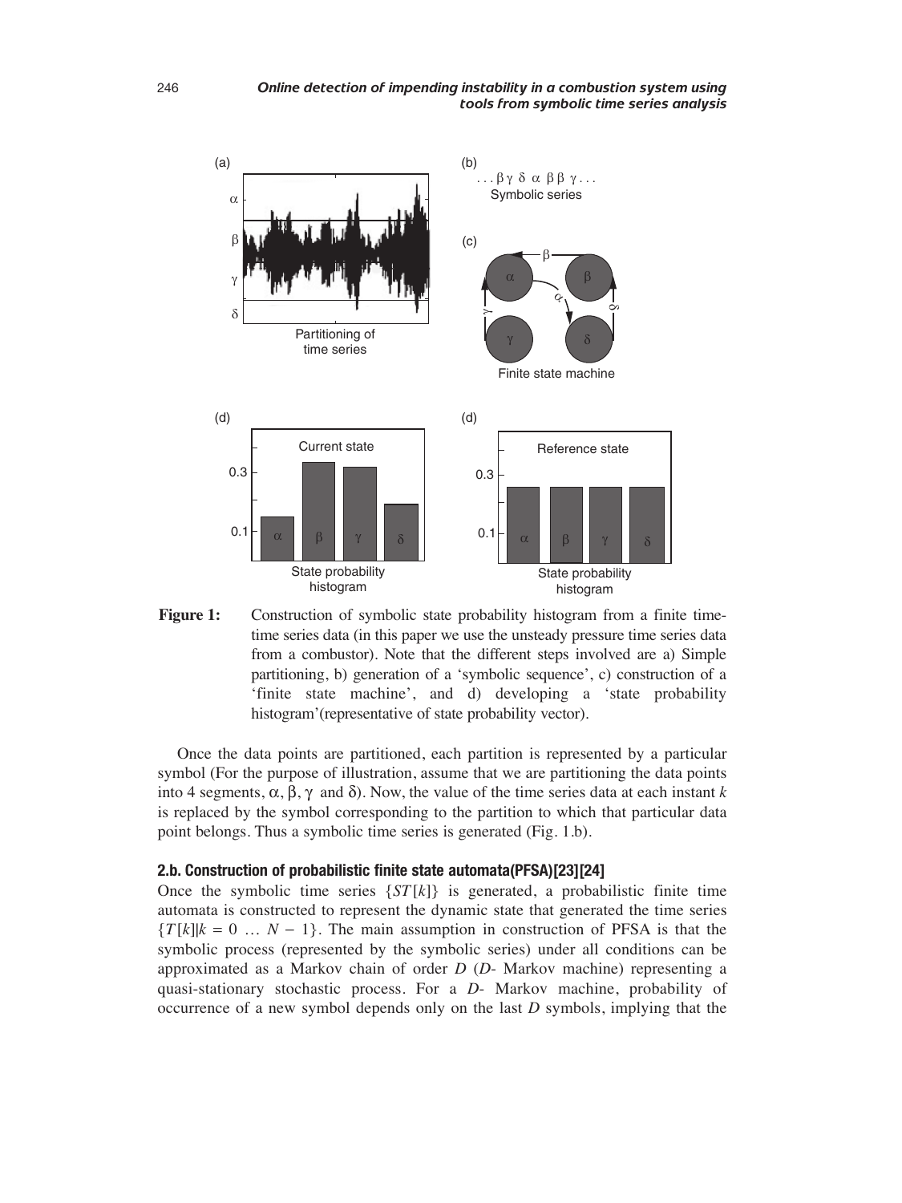**Figure 1:** Construction of symbolic state probability histogram from a finite time-time series data (in this paper we use the unsteady pressure time series data from a combustor). Note that the different steps involved are a) Simple partitioning, b) generation of a 'symbolic sequence', c) construction of a 'finite state machine', and d) developing a 'state probability histogram'(representative of state probability vector).

Once the data points are partitioned, each partition is represented by a particular symbol (For the purpose of illustration, assume that we are partitioning the data points into 4 segments, $\alpha, \beta, \gamma$ and $\delta$). Now, the value of the time series data at each instant $k$ is replaced by the symbol corresponding to the partition to which that particular data point belongs. Thus a symbolic time series is generated (Fig. 1.b).

### 2.b. Construction of probabilistic finite state automata(PFSA)[23][24]

Once the symbolic time series $\{ST[k]\}$ is generated, a probabilistic finite time automata is constructed to represent the dynamic state that generated the time series $\{T[k]|k = 0 \ldots N - 1\}$. The main assumption in construction of PFSA is that the symbolic process (represented by the symbolic series) under all conditions can be approximated as a Markov chain of order $D$ ($D$- Markov machine) representing a quasi-stationary stochastic process. For a $D$- Markov machine, probability of occurrence of a new symbol depends only on the last $D$ symbols, implying that the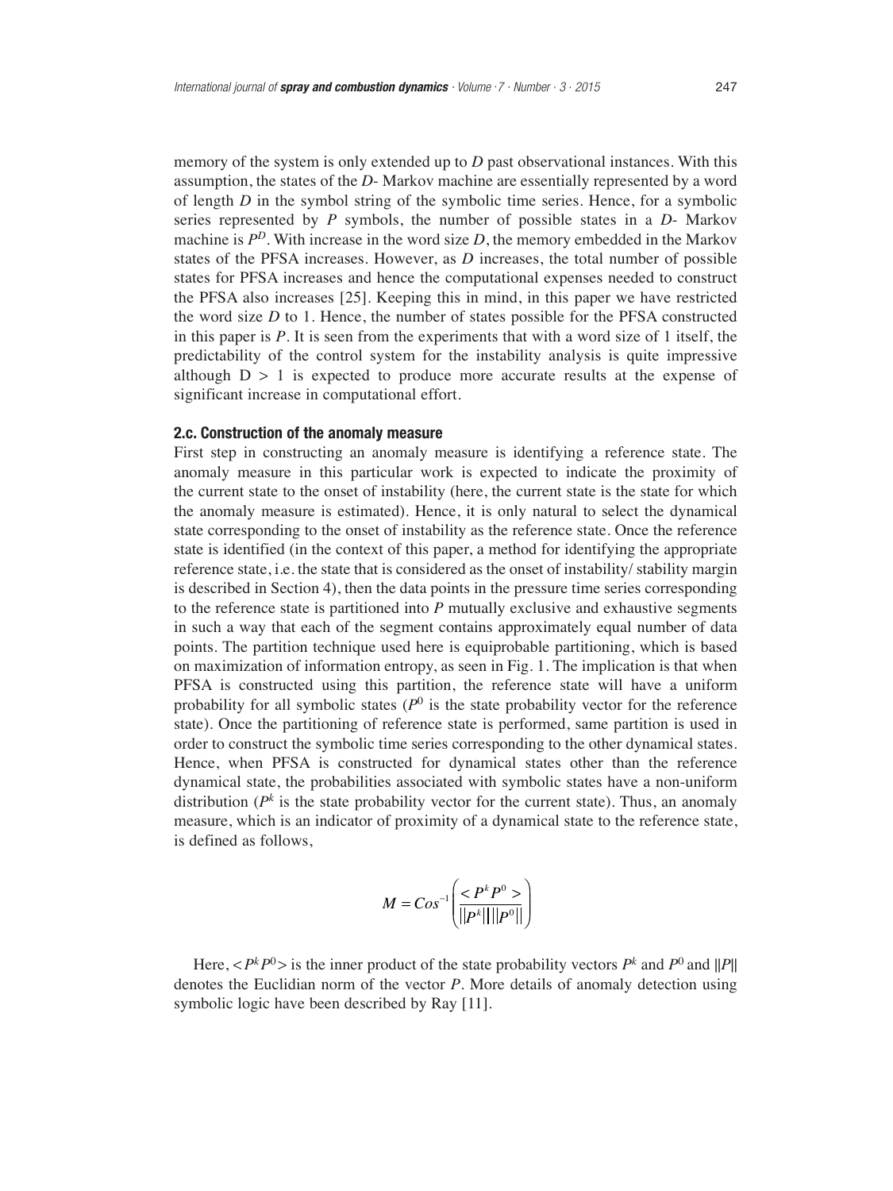memory of the system is only extended up to $D$ past observational instances. With this assumption, the states of the $D$- Markov machine are essentially represented by a word of length $D$ in the symbol string of the symbolic time series. Hence, for a symbolic series represented by $P$ symbols, the number of possible states in a $D$- Markov machine is $P^D$. With increase in the word size $D$, the memory embedded in the Markov states of the PFSA increases. However, as $D$ increases, the total number of possible states for PFSA increases and hence the computational expenses needed to construct the PFSA also increases [25]. Keeping this in mind, in this paper we have restricted the word size $D$ to 1. Hence, the number of states possible for the PFSA constructed in this paper is $P$. It is seen from the experiments that with a word size of 1 itself, the predictability of the control system for the instability analysis is quite impressive although $D > 1$ is expected to produce more accurate results at the expense of significant increase in computational effort.

### 2.c. Construction of the anomaly measure

First step in constructing an anomaly measure is identifying a reference state. The anomaly measure in this particular work is expected to indicate the proximity of the current state to the onset of instability (here, the current state is the state for which the anomaly measure is estimated). Hence, it is only natural to select the dynamical state corresponding to the onset of instability as the reference state. Once the reference state is identified (in the context of this paper, a method for identifying the appropriate reference state, i.e. the state that is considered as the onset of instability/ stability margin is described in Section 4), then the data points in the pressure time series corresponding to the reference state is partitioned into $P$ mutually exclusive and exhaustive segments in such a way that each of the segment contains approximately equal number of data points. The partition technique used here is equiprobable partitioning, which is based on maximization of information entropy, as seen in Fig. 1. The implication is that when PFSA is constructed using this partition, the reference state will have a uniform probability for all symbolic states ($P^0$ is the state probability vector for the reference state). Once the partitioning of reference state is performed, same partition is used in order to construct the symbolic time series corresponding to the other dynamical states. Hence, when PFSA is constructed for dynamical states other than the reference dynamical state, the probabilities associated with symbolic states have a non-uniform distribution ($P^k$ is the state probability vector for the current state). Thus, an anomaly measure, which is an indicator of proximity of a dynamical state to the reference state, is defined as follows,

$$M = Cos^{-1}\left(\frac{< P^k P^0 >}{||P^k|| \, ||P^0||}\right)$$

Here, $< P^k P^0 >$ is the inner product of the state probability vectors $P^k$ and $P^0$ and $||P||$ denotes the Euclidian norm of the vector $P$. More details of anomaly detection using symbolic logic have been described by Ray [11].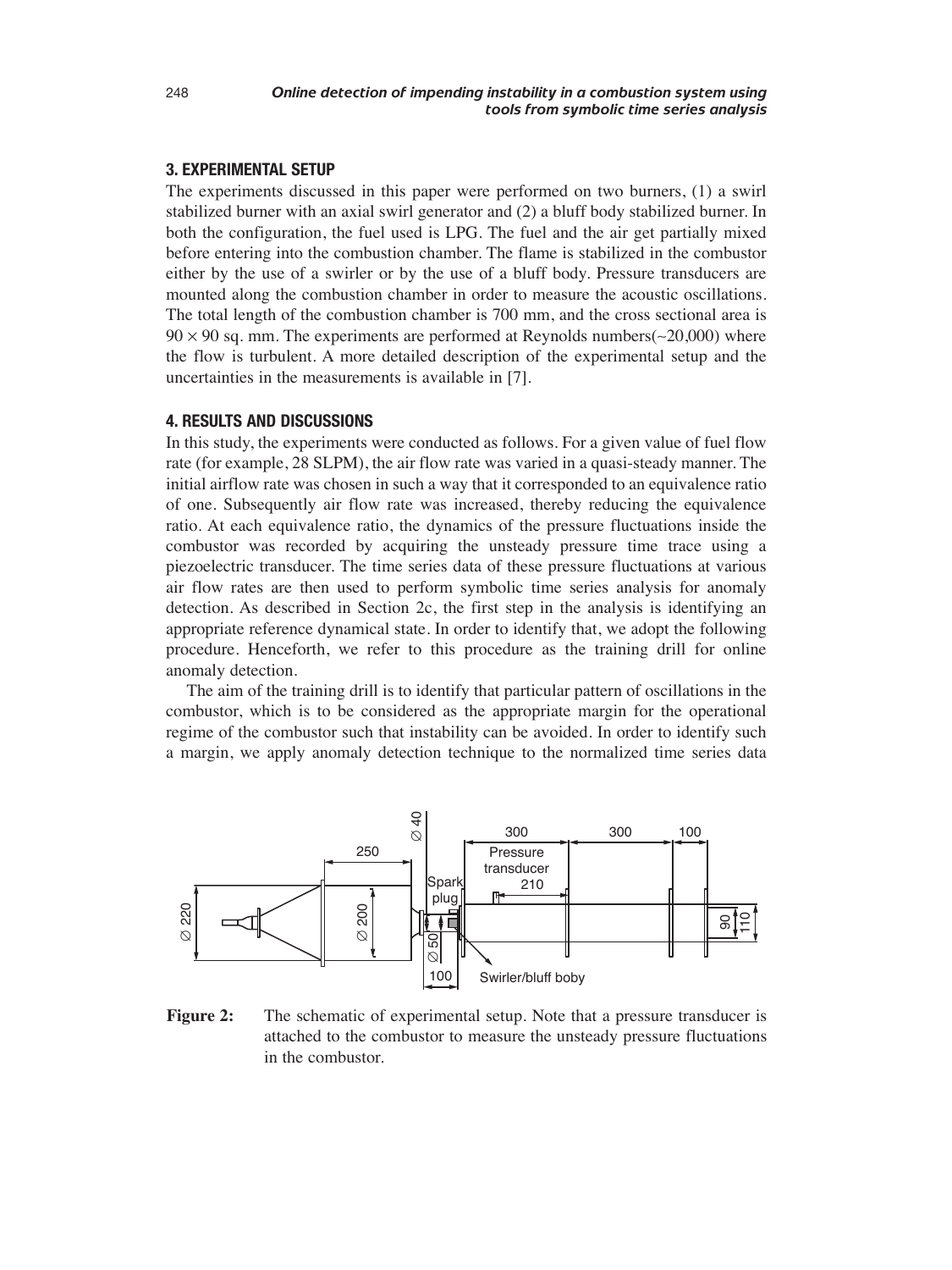## 3. EXPERIMENTAL SETUP

The experiments discussed in this paper were performed on two burners, (1) a swirl stabilized burner with an axial swirl generator and (2) a bluff body stabilized burner. In both the configuration, the fuel used is LPG. The fuel and the air get partially mixed before entering into the combustion chamber. The flame is stabilized in the combustor either by the use of a swirler or by the use of a bluff body. Pressure transducers are mounted along the combustion chamber in order to measure the acoustic oscillations. The total length of the combustion chamber is 700 mm, and the cross sectional area is $90 \times 90$ sq. mm. The experiments are performed at Reynolds numbers(~20,000) where the flow is turbulent. A more detailed description of the experimental setup and the uncertainties in the measurements is available in [7].

## 4. RESULTS AND DISCUSSIONS

In this study, the experiments were conducted as follows. For a given value of fuel flow rate (for example, 28 SLPM), the air flow rate was varied in a quasi-steady manner. The initial airflow rate was chosen in such a way that it corresponded to an equivalence ratio of one. Subsequently air flow rate was increased, thereby reducing the equivalence ratio. At each equivalence ratio, the dynamics of the pressure fluctuations inside the combustor was recorded by acquiring the unsteady pressure time trace using a piezoelectric transducer. The time series data of these pressure fluctuations at various air flow rates are then used to perform symbolic time series analysis for anomaly detection. As described in Section 2c, the first step in the analysis is identifying an appropriate reference dynamical state. In order to identify that, we adopt the following procedure. Henceforth, we refer to this procedure as the training drill for online anomaly detection.

The aim of the training drill is to identify that particular pattern of oscillations in the combustor, which is to be considered as the appropriate margin for the operational regime of the combustor such that instability can be avoided. In order to identify such a margin, we apply anomaly detection technique to the normalized time series data

**Figure 2:** The schematic of experimental setup. Note that a pressure transducer is attached to the combustor to measure the unsteady pressure fluctuations in the combustor.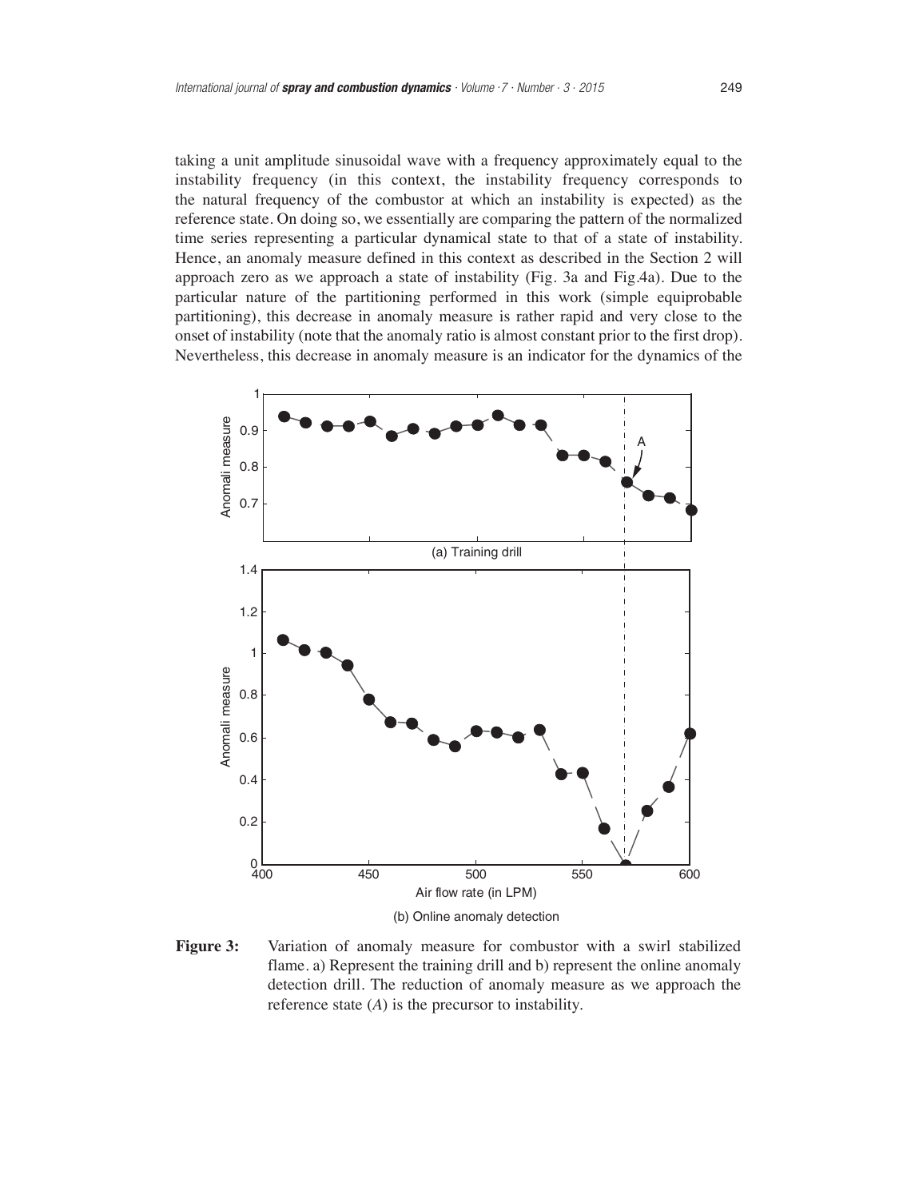taking a unit amplitude sinusoidal wave with a frequency approximately equal to the instability frequency (in this context, the instability frequency corresponds to the natural frequency of the combustor at which an instability is expected) as the reference state. On doing so, we essentially are comparing the pattern of the normalized time series representing a particular dynamical state to that of a state of instability. Hence, an anomaly measure defined in this context as described in the Section 2 will approach zero as we approach a state of instability (Fig. 3a and Fig.4a). Due to the particular nature of the partitioning performed in this work (simple equiprobable partitioning), this decrease in anomaly measure is rather rapid and very close to the onset of instability (note that the anomaly ratio is almost constant prior to the first drop). Nevertheless, this decrease in anomaly measure is an indicator for the dynamics of the

**Figure 3:** Variation of anomaly measure for combustor with a swirl stabilized flame. a) Represent the training drill and b) represent the online anomaly detection drill. The reduction of anomaly measure as we approach the reference state ($A$) is the precursor to instability.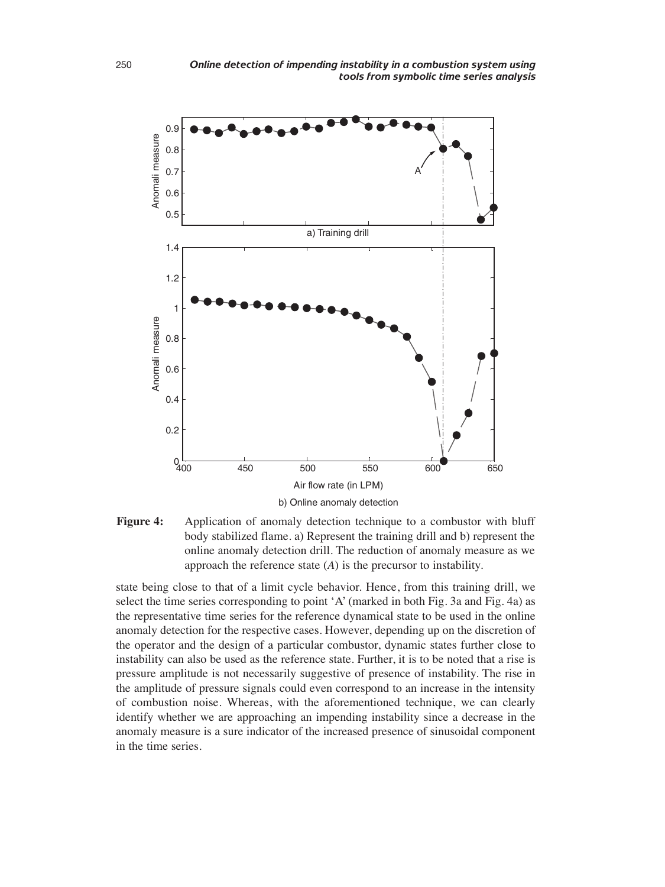**Figure 4:** Application of anomaly detection technique to a combustor with bluff body stabilized flame. a) Represent the training drill and b) represent the online anomaly detection drill. The reduction of anomaly measure as we approach the reference state (*A*) is the precursor to instability.

state being close to that of a limit cycle behavior. Hence, from this training drill, we select the time series corresponding to point 'A' (marked in both Fig. 3a and Fig. 4a) as the representative time series for the reference dynamical state to be used in the online anomaly detection for the respective cases. However, depending up on the discretion of the operator and the design of a particular combustor, dynamic states further close to instability can also be used as the reference state. Further, it is to be noted that a rise is pressure amplitude is not necessarily suggestive of presence of instability. The rise in the amplitude of pressure signals could even correspond to an increase in the intensity of combustion noise. Whereas, with the aforementioned technique, we can clearly identify whether we are approaching an impending instability since a decrease in the anomaly measure is a sure indicator of the increased presence of sinusoidal component in the time series.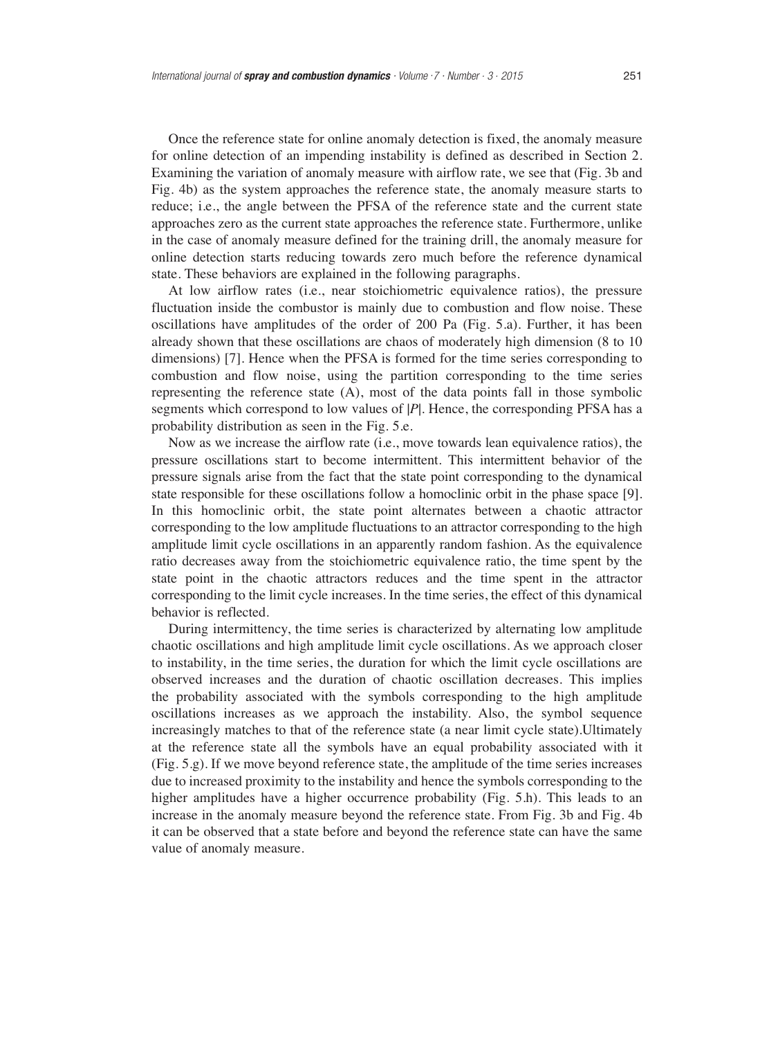Once the reference state for online anomaly detection is fixed, the anomaly measure for online detection of an impending instability is defined as described in Section 2. Examining the variation of anomaly measure with airflow rate, we see that (Fig. 3b and Fig. 4b) as the system approaches the reference state, the anomaly measure starts to reduce; i.e., the angle between the PFSA of the reference state and the current state approaches zero as the current state approaches the reference state. Furthermore, unlike in the case of anomaly measure defined for the training drill, the anomaly measure for online detection starts reducing towards zero much before the reference dynamical state. These behaviors are explained in the following paragraphs.

At low airflow rates (i.e., near stoichiometric equivalence ratios), the pressure fluctuation inside the combustor is mainly due to combustion and flow noise. These oscillations have amplitudes of the order of 200 Pa (Fig. 5.a). Further, it has been already shown that these oscillations are chaos of moderately high dimension (8 to 10 dimensions) [7]. Hence when the PFSA is formed for the time series corresponding to combustion and flow noise, using the partition corresponding to the time series representing the reference state (A), most of the data points fall in those symbolic segments which correspond to low values of $|P|$. Hence, the corresponding PFSA has a probability distribution as seen in the Fig. 5.e.

Now as we increase the airflow rate (i.e., move towards lean equivalence ratios), the pressure oscillations start to become intermittent. This intermittent behavior of the pressure signals arise from the fact that the state point corresponding to the dynamical state responsible for these oscillations follow a homoclinic orbit in the phase space [9]. In this homoclinic orbit, the state point alternates between a chaotic attractor corresponding to the low amplitude fluctuations to an attractor corresponding to the high amplitude limit cycle oscillations in an apparently random fashion. As the equivalence ratio decreases away from the stoichiometric equivalence ratio, the time spent by the state point in the chaotic attractors reduces and the time spent in the attractor corresponding to the limit cycle increases. In the time series, the effect of this dynamical behavior is reflected.

During intermittency, the time series is characterized by alternating low amplitude chaotic oscillations and high amplitude limit cycle oscillations. As we approach closer to instability, in the time series, the duration for which the limit cycle oscillations are observed increases and the duration of chaotic oscillation decreases. This implies the probability associated with the symbols corresponding to the high amplitude oscillations increases as we approach the instability. Also, the symbol sequence increasingly matches to that of the reference state (a near limit cycle state).Ultimately at the reference state all the symbols have an equal probability associated with it (Fig. 5.g). If we move beyond reference state, the amplitude of the time series increases due to increased proximity to the instability and hence the symbols corresponding to the higher amplitudes have a higher occurrence probability (Fig. 5.h). This leads to an increase in the anomaly measure beyond the reference state. From Fig. 3b and Fig. 4b it can be observed that a state before and beyond the reference state can have the same value of anomaly measure.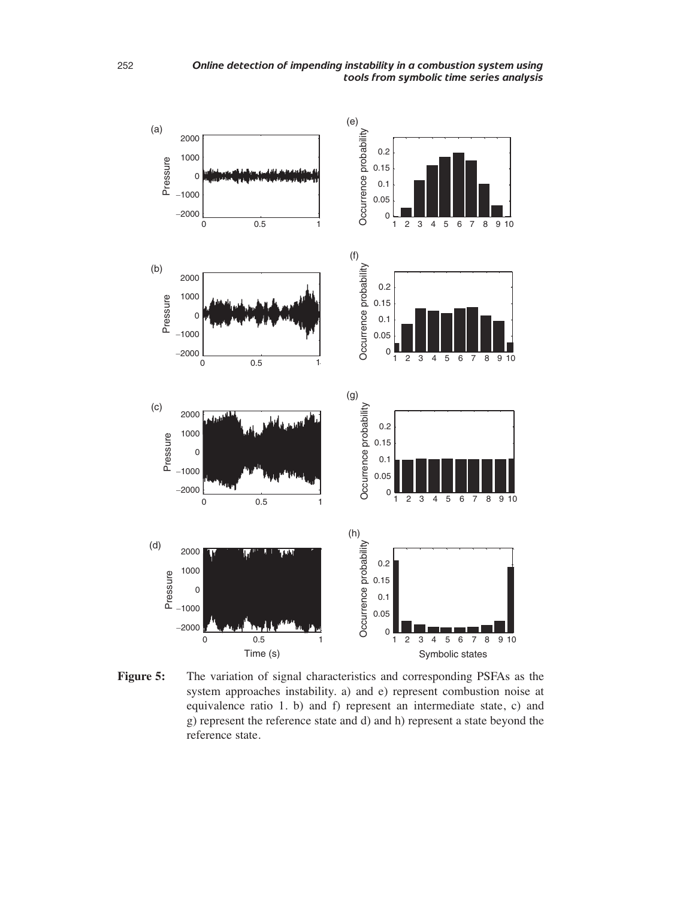**Figure 5:** The variation of signal characteristics and corresponding PSFAs as the system approaches instability. a) and e) represent combustion noise at equivalence ratio 1. b) and f) represent an intermediate state, c) and g) represent the reference state and d) and h) represent a state beyond the reference state.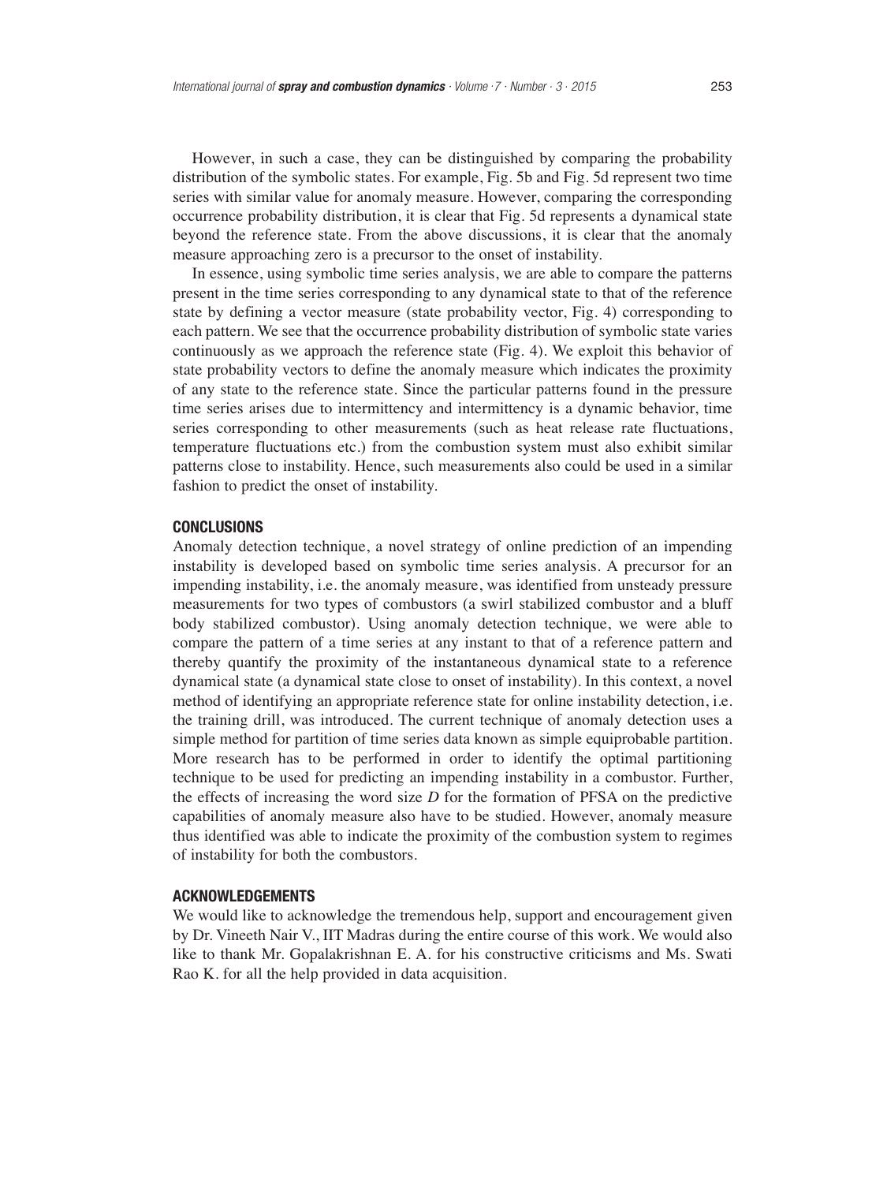However, in such a case, they can be distinguished by comparing the probability distribution of the symbolic states. For example, Fig. 5b and Fig. 5d represent two time series with similar value for anomaly measure. However, comparing the corresponding occurrence probability distribution, it is clear that Fig. 5d represents a dynamical state beyond the reference state. From the above discussions, it is clear that the anomaly measure approaching zero is a precursor to the onset of instability.

In essence, using symbolic time series analysis, we are able to compare the patterns present in the time series corresponding to any dynamical state to that of the reference state by defining a vector measure (state probability vector, Fig. 4) corresponding to each pattern. We see that the occurrence probability distribution of symbolic state varies continuously as we approach the reference state (Fig. 4). We exploit this behavior of state probability vectors to define the anomaly measure which indicates the proximity of any state to the reference state. Since the particular patterns found in the pressure time series arises due to intermittency and intermittency is a dynamic behavior, time series corresponding to other measurements (such as heat release rate fluctuations, temperature fluctuations etc.) from the combustion system must also exhibit similar patterns close to instability. Hence, such measurements also could be used in a similar fashion to predict the onset of instability.

## CONCLUSIONS

Anomaly detection technique, a novel strategy of online prediction of an impending instability is developed based on symbolic time series analysis. A precursor for an impending instability, i.e. the anomaly measure, was identified from unsteady pressure measurements for two types of combustors (a swirl stabilized combustor and a bluff body stabilized combustor). Using anomaly detection technique, we were able to compare the pattern of a time series at any instant to that of a reference pattern and thereby quantify the proximity of the instantaneous dynamical state to a reference dynamical state (a dynamical state close to onset of instability). In this context, a novel method of identifying an appropriate reference state for online instability detection, i.e. the training drill, was introduced. The current technique of anomaly detection uses a simple method for partition of time series data known as simple equiprobable partition. More research has to be performed in order to identify the optimal partitioning technique to be used for predicting an impending instability in a combustor. Further, the effects of increasing the word size $D$ for the formation of PFSA on the predictive capabilities of anomaly measure also have to be studied. However, anomaly measure thus identified was able to indicate the proximity of the combustion system to regimes of instability for both the combustors.

## ACKNOWLEDGEMENTS

We would like to acknowledge the tremendous help, support and encouragement given by Dr. Vineeth Nair V., IIT Madras during the entire course of this work. We would also like to thank Mr. Gopalakrishnan E. A. for his constructive criticisms and Ms. Swati Rao K. for all the help provided in data acquisition.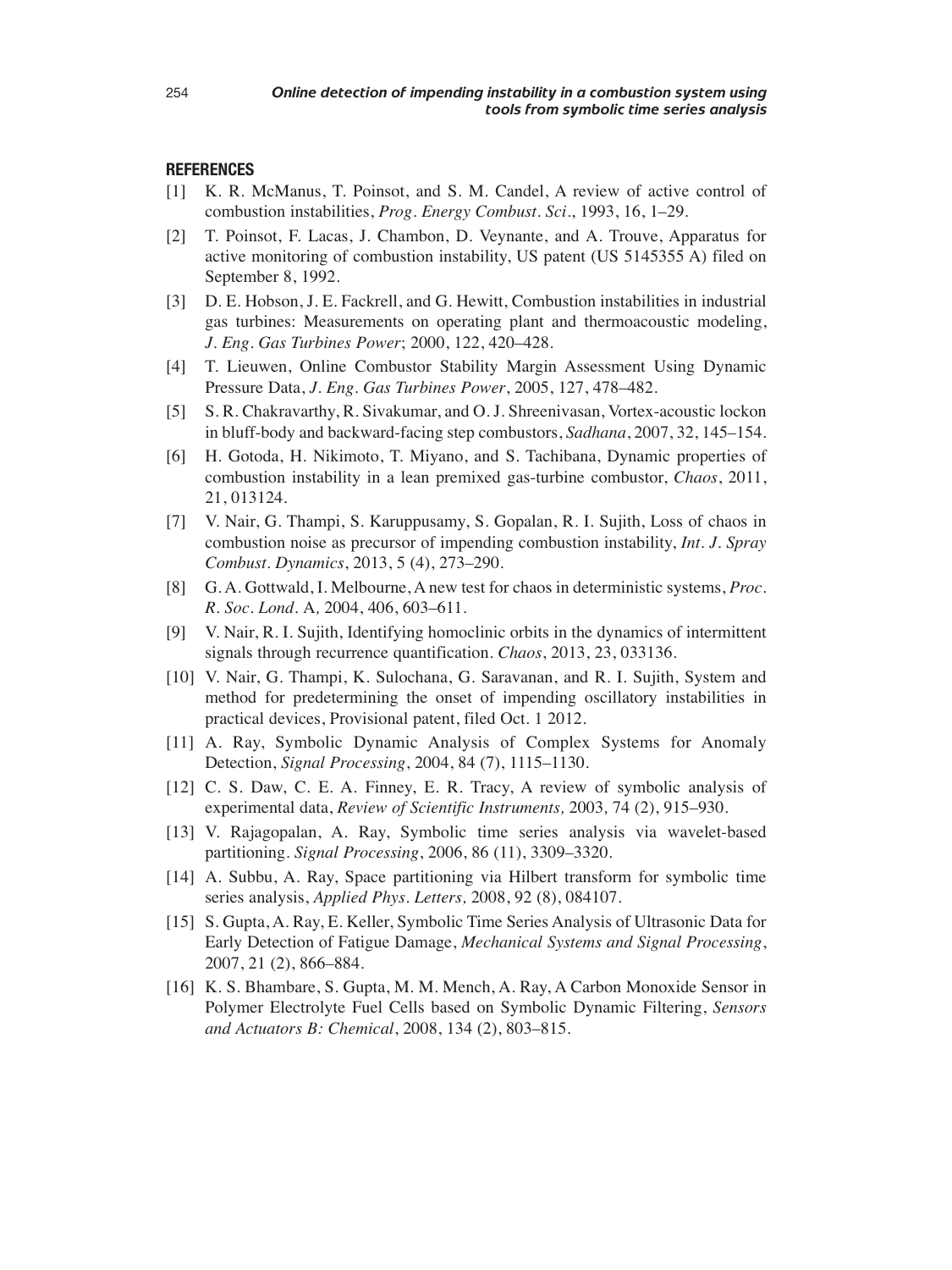## REFERENCES

[1] K. R. McManus, T. Poinsot, and S. M. Candel, A review of active control of combustion instabilities, *Prog. Energy Combust. Sci.*, 1993, 16, 1–29.

[2] T. Poinsot, F. Lacas, J. Chambon, D. Veynante, and A. Trouve, Apparatus for active monitoring of combustion instability, US patent (US 5145355 A) filed on September 8, 1992.

[3] D. E. Hobson, J. E. Fackrell, and G. Hewitt, Combustion instabilities in industrial gas turbines: Measurements on operating plant and thermoacoustic modeling, *J. Eng. Gas Turbines Power*; 2000, 122, 420–428.

[4] T. Lieuwen, Online Combustor Stability Margin Assessment Using Dynamic Pressure Data, *J. Eng. Gas Turbines Power*, 2005, 127, 478–482.

[5] S. R. Chakravarthy, R. Sivakumar, and O. J. Shreenivasan, Vortex-acoustic lockon in bluff-body and backward-facing step combustors, *Sadhana*, 2007, 32, 145–154.

[6] H. Gotoda, H. Nikimoto, T. Miyano, and S. Tachibana, Dynamic properties of combustion instability in a lean premixed gas-turbine combustor, *Chaos*, 2011, 21, 013124.

[7] V. Nair, G. Thampi, S. Karuppusamy, S. Gopalan, R. I. Sujith, Loss of chaos in combustion noise as precursor of impending combustion instability, *Int. J. Spray Combust. Dynamics*, 2013, 5 (4), 273–290.

[8] G. A. Gottwald, I. Melbourne, A new test for chaos in deterministic systems, *Proc. R. Soc. Lond.* A, 2004, 406, 603–611.

[9] V. Nair, R. I. Sujith, Identifying homoclinic orbits in the dynamics of intermittent signals through recurrence quantification. *Chaos*, 2013, 23, 033136.

[10] V. Nair, G. Thampi, K. Sulochana, G. Saravanan, and R. I. Sujith, System and method for predetermining the onset of impending oscillatory instabilities in practical devices, Provisional patent, filed Oct. 1 2012.

[11] A. Ray, Symbolic Dynamic Analysis of Complex Systems for Anomaly Detection, *Signal Processing*, 2004, 84 (7), 1115–1130.

[12] C. S. Daw, C. E. A. Finney, E. R. Tracy, A review of symbolic analysis of experimental data, *Review of Scientific Instruments,* 2003*,* 74 (2), 915–930.

[13] V. Rajagopalan, A. Ray, Symbolic time series analysis via wavelet-based partitioning. *Signal Processing*, 2006, 86 (11), 3309–3320.

[14] A. Subbu, A. Ray, Space partitioning via Hilbert transform for symbolic time series analysis, *Applied Phys. Letters,* 2008, 92 (8), 084107.

[15] S. Gupta, A. Ray, E. Keller, Symbolic Time Series Analysis of Ultrasonic Data for Early Detection of Fatigue Damage, *Mechanical Systems and Signal Processing*, 2007, 21 (2), 866–884.

[16] K. S. Bhambare, S. Gupta, M. M. Mench, A. Ray, A Carbon Monoxide Sensor in Polymer Electrolyte Fuel Cells based on Symbolic Dynamic Filtering, *Sensors and Actuators B: Chemical*, 2008, 134 (2), 803–815.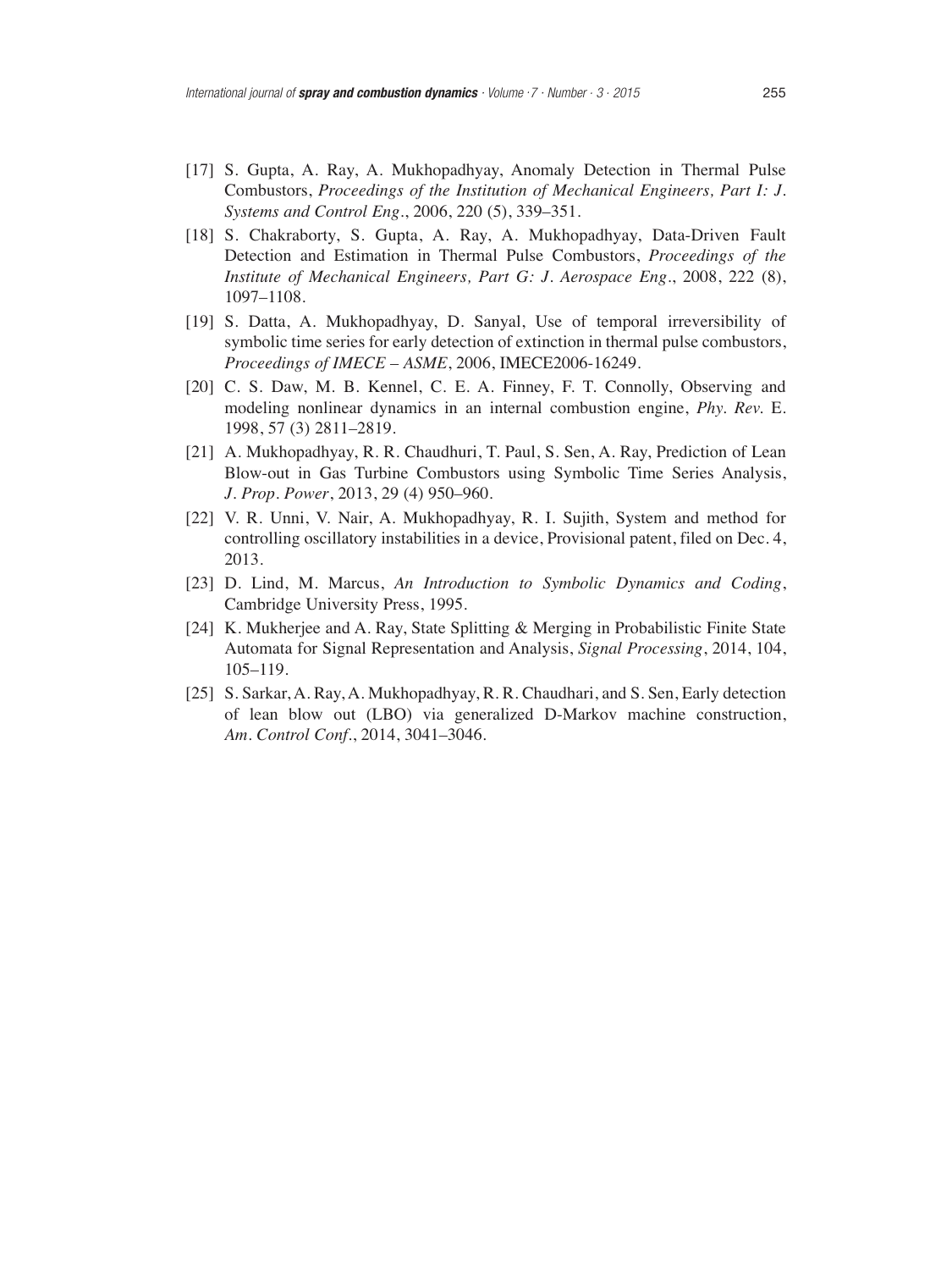[17] S. Gupta, A. Ray, A. Mukhopadhyay, Anomaly Detection in Thermal Pulse Combustors, *Proceedings of the Institution of Mechanical Engineers, Part I: J. Systems and Control Eng.*, 2006, 220 (5), 339–351.

[18] S. Chakraborty, S. Gupta, A. Ray, A. Mukhopadhyay, Data-Driven Fault Detection and Estimation in Thermal Pulse Combustors, *Proceedings of the Institute of Mechanical Engineers, Part G: J. Aerospace Eng.*, 2008, 222 (8), 1097–1108.

[19] S. Datta, A. Mukhopadhyay, D. Sanyal, Use of temporal irreversibility of symbolic time series for early detection of extinction in thermal pulse combustors, *Proceedings of IMECE – ASME*, 2006, IMECE2006-16249.

[20] C. S. Daw, M. B. Kennel, C. E. A. Finney, F. T. Connolly, Observing and modeling nonlinear dynamics in an internal combustion engine, *Phy. Rev.* E. 1998, 57 (3) 2811–2819.

[21] A. Mukhopadhyay, R. R. Chaudhuri, T. Paul, S. Sen, A. Ray, Prediction of Lean Blow-out in Gas Turbine Combustors using Symbolic Time Series Analysis, *J. Prop. Power*, 2013, 29 (4) 950–960.

[22] V. R. Unni, V. Nair, A. Mukhopadhyay, R. I. Sujith, System and method for controlling oscillatory instabilities in a device, Provisional patent, filed on Dec. 4, 2013.

[23] D. Lind, M. Marcus, *An Introduction to Symbolic Dynamics and Coding*, Cambridge University Press, 1995.

[24] K. Mukherjee and A. Ray, State Splitting & Merging in Probabilistic Finite State Automata for Signal Representation and Analysis, *Signal Processing*, 2014, 104, 105–119.

[25] S. Sarkar, A. Ray, A. Mukhopadhyay, R. R. Chaudhari, and S. Sen, Early detection of lean blow out (LBO) via generalized D-Markov machine construction, *Am. Control Conf.*, 2014, 3041–3046.